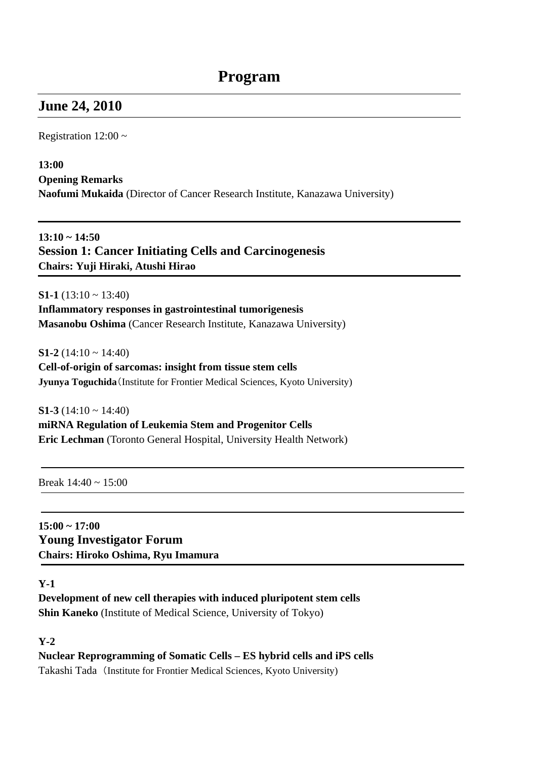# Program

## June 24, 2010

Registration 12:00 ~

**13:00**
**Opening Remarks**
**Naofumi Mukaida** (Director of Cancer Research Institute, Kanazawa University)

---

**13:10 ~ 14:50**
### Session 1: Cancer Initiating Cells and Carcinogenesis
**Chairs: Yuji Hiraki, Atushi Hirao**

---

**S1-1** (13:10 ~ 13:40)
**Inflammatory responses in gastrointestinal tumorigenesis**
**Masanobu Oshima** (Cancer Research Institute, Kanazawa University)

**S1-2** (14:10 ~ 14:40)
**Cell-of-origin of sarcomas: insight from tissue stem cells**
**Jyunya Toguchida**（Institute for Frontier Medical Sciences, Kyoto University)

**S1-3** (14:10 ~ 14:40)
**miRNA Regulation of Leukemia Stem and Progenitor Cells**
**Eric Lechman** (Toronto General Hospital, University Health Network)

---

Break 14:40 ~ 15:00

---

**15:00 ~ 17:00**
### Young Investigator Forum
**Chairs: Hiroko Oshima, Ryu Imamura**

---

**Y-1**
**Development of new cell therapies with induced pluripotent stem cells**
**Shin Kaneko** (Institute of Medical Science, University of Tokyo)

**Y-2**
**Nuclear Reprogramming of Somatic Cells – ES hybrid cells and iPS cells**
Takashi Tada（Institute for Frontier Medical Sciences, Kyoto University)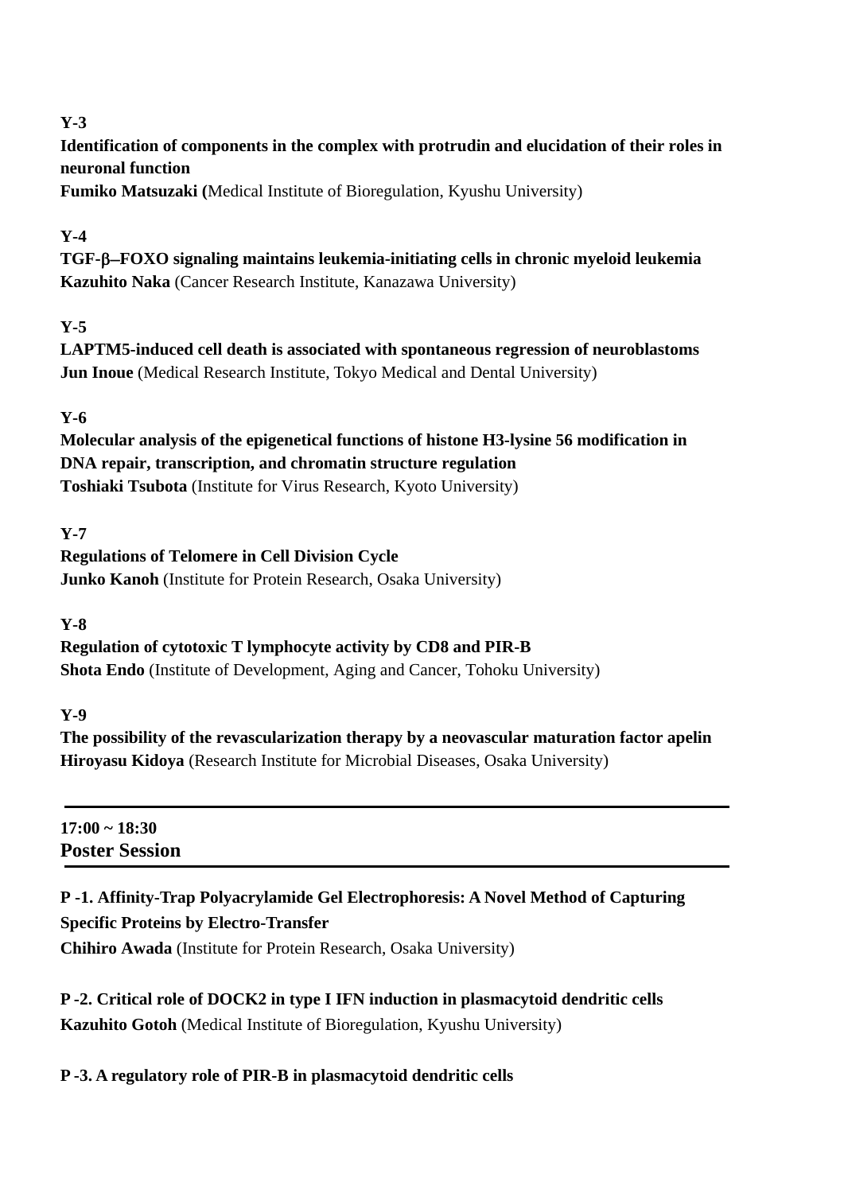**Y-3**

**Identification of components in the complex with protrudin and elucidation of their roles in neuronal function**

**Fumiko Matsuzaki (**Medical Institute of Bioregulation, Kyushu University)

**Y-4**

**TGF-β–FOXO signaling maintains leukemia-initiating cells in chronic myeloid leukemia**

**Kazuhito Naka** (Cancer Research Institute, Kanazawa University)

**Y-5**

**LAPTM5-induced cell death is associated with spontaneous regression of neuroblastoms**

**Jun Inoue** (Medical Research Institute, Tokyo Medical and Dental University)

**Y-6**

**Molecular analysis of the epigenetical functions of histone H3-lysine 56 modification in DNA repair, transcription, and chromatin structure regulation**

**Toshiaki Tsubota** (Institute for Virus Research, Kyoto University)

**Y-7**

**Regulations of Telomere in Cell Division Cycle**

**Junko Kanoh** (Institute for Protein Research, Osaka University)

**Y-8**

**Regulation of cytotoxic T lymphocyte activity by CD8 and PIR-B**

**Shota Endo** (Institute of Development, Aging and Cancer, Tohoku University)

**Y-9**

**The possibility of the revascularization therapy by a neovascular maturation factor apelin**

**Hiroyasu Kidoya** (Research Institute for Microbial Diseases, Osaka University)

---

**17:00 ~ 18:30**

## Poster Session

---

**P -1. Affinity-Trap Polyacrylamide Gel Electrophoresis: A Novel Method of Capturing Specific Proteins by Electro-Transfer**

**Chihiro Awada** (Institute for Protein Research, Osaka University)

**P -2. Critical role of DOCK2 in type I IFN induction in plasmacytoid dendritic cells**

**Kazuhito Gotoh** (Medical Institute of Bioregulation, Kyushu University)

**P -3. A regulatory role of PIR-B in plasmacytoid dendritic cells**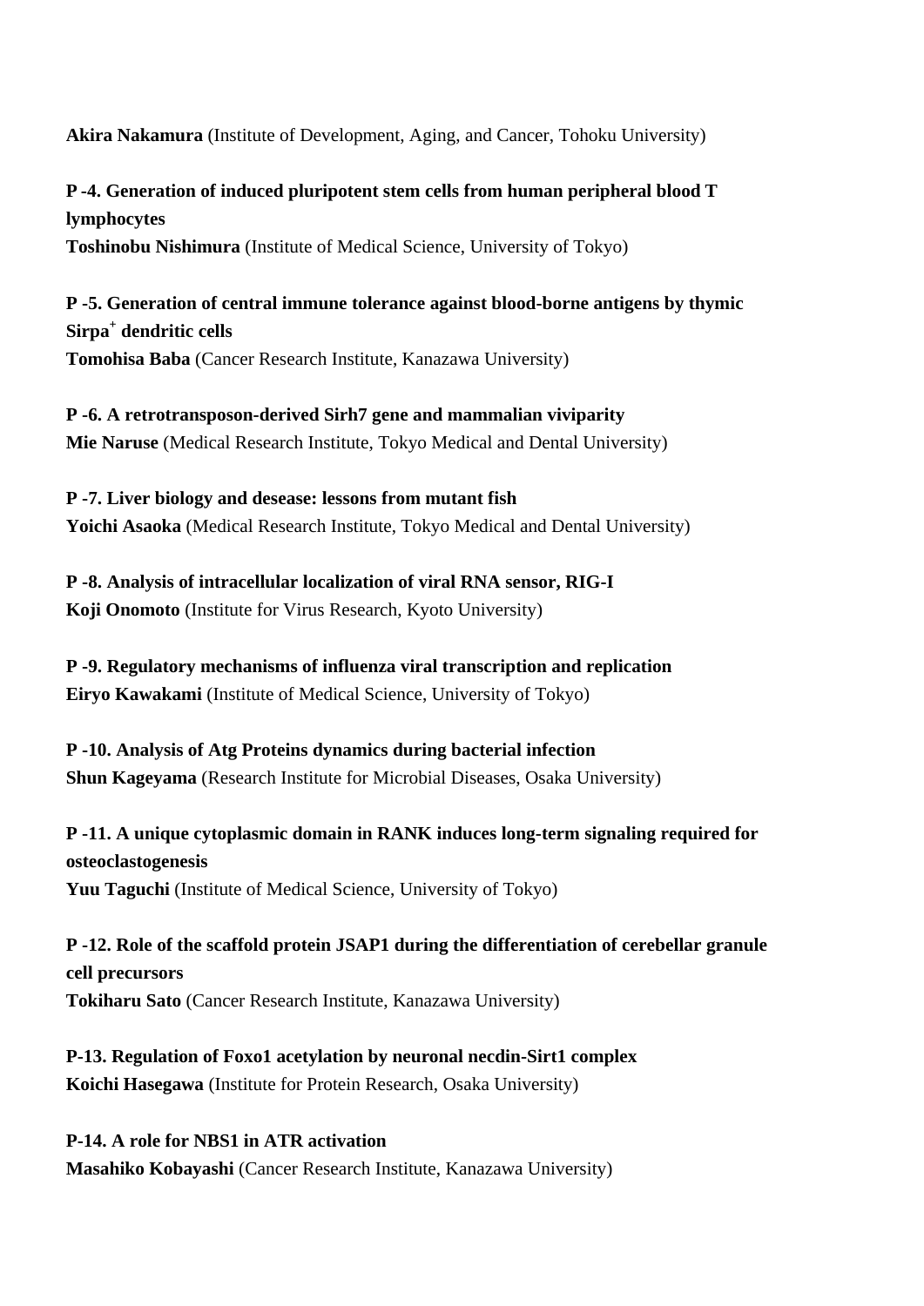**Akira Nakamura** (Institute of Development, Aging, and Cancer, Tohoku University)

**P -4. Generation of induced pluripotent stem cells from human peripheral blood T lymphocytes**
**Toshinobu Nishimura** (Institute of Medical Science, University of Tokyo)

**P -5. Generation of central immune tolerance against blood-borne antigens by thymic Sirpa$^{+}$ dendritic cells**
**Tomohisa Baba** (Cancer Research Institute, Kanazawa University)

**P -6. A retrotransposon-derived Sirh7 gene and mammalian viviparity**
**Mie Naruse** (Medical Research Institute, Tokyo Medical and Dental University)

**P -7. Liver biology and desease: lessons from mutant fish**
**Yoichi Asaoka** (Medical Research Institute, Tokyo Medical and Dental University)

**P -8. Analysis of intracellular localization of viral RNA sensor, RIG-I**
**Koji Onomoto** (Institute for Virus Research, Kyoto University)

**P -9. Regulatory mechanisms of influenza viral transcription and replication**
**Eiryo Kawakami** (Institute of Medical Science, University of Tokyo)

**P -10. Analysis of Atg Proteins dynamics during bacterial infection**
**Shun Kageyama** (Research Institute for Microbial Diseases, Osaka University)

**P -11. A unique cytoplasmic domain in RANK induces long-term signaling required for osteoclastogenesis**
**Yuu Taguchi** (Institute of Medical Science, University of Tokyo)

**P -12. Role of the scaffold protein JSAP1 during the differentiation of cerebellar granule cell precursors**
**Tokiharu Sato** (Cancer Research Institute, Kanazawa University)

**P-13. Regulation of Foxo1 acetylation by neuronal necdin-Sirt1 complex**
**Koichi Hasegawa** (Institute for Protein Research, Osaka University)

**P-14. A role for NBS1 in ATR activation**
**Masahiko Kobayashi** (Cancer Research Institute, Kanazawa University)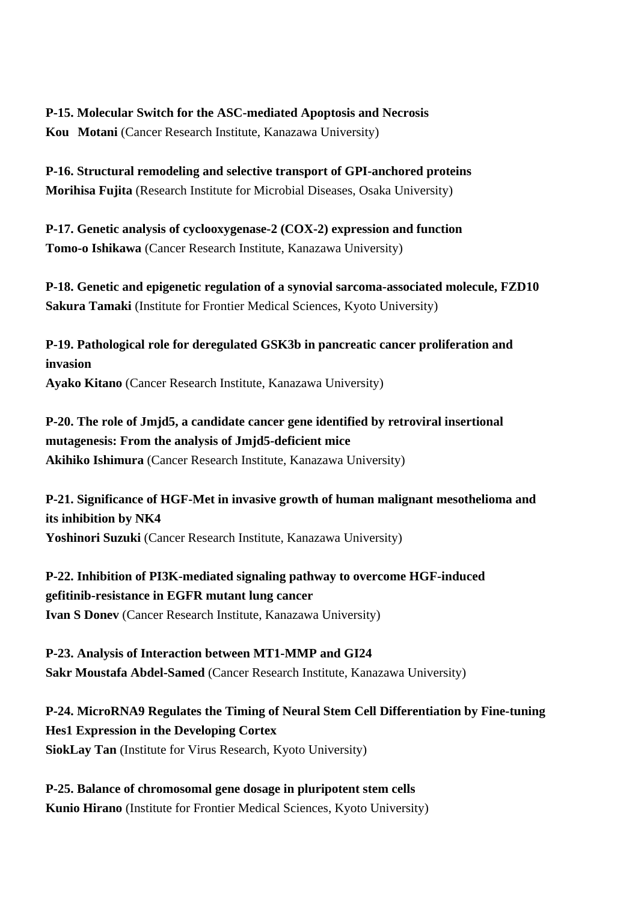**P-15. Molecular Switch for the ASC-mediated Apoptosis and Necrosis**
**Kou Motani** (Cancer Research Institute, Kanazawa University)

**P-16. Structural remodeling and selective transport of GPI-anchored proteins**
**Morihisa Fujita** (Research Institute for Microbial Diseases, Osaka University)

**P-17. Genetic analysis of cyclooxygenase-2 (COX-2) expression and function**
**Tomo-o Ishikawa** (Cancer Research Institute, Kanazawa University)

**P-18. Genetic and epigenetic regulation of a synovial sarcoma-associated molecule, FZD10**
**Sakura Tamaki** (Institute for Frontier Medical Sciences, Kyoto University)

**P-19. Pathological role for deregulated GSK3b in pancreatic cancer proliferation and invasion**
**Ayako Kitano** (Cancer Research Institute, Kanazawa University)

**P-20. The role of Jmjd5, a candidate cancer gene identified by retroviral insertional mutagenesis: From the analysis of Jmjd5-deficient mice**
**Akihiko Ishimura** (Cancer Research Institute, Kanazawa University)

**P-21. Significance of HGF-Met in invasive growth of human malignant mesothelioma and its inhibition by NK4**
**Yoshinori Suzuki** (Cancer Research Institute, Kanazawa University)

**P-22. Inhibition of PI3K-mediated signaling pathway to overcome HGF-induced gefitinib-resistance in EGFR mutant lung cancer**
**Ivan S Donev** (Cancer Research Institute, Kanazawa University)

**P-23. Analysis of Interaction between MT1-MMP and GI24**
**Sakr Moustafa Abdel-Samed** (Cancer Research Institute, Kanazawa University)

**P-24. MicroRNA9 Regulates the Timing of Neural Stem Cell Differentiation by Fine-tuning Hes1 Expression in the Developing Cortex**
**SiokLay Tan** (Institute for Virus Research, Kyoto University)

**P-25. Balance of chromosomal gene dosage in pluripotent stem cells**
**Kunio Hirano** (Institute for Frontier Medical Sciences, Kyoto University)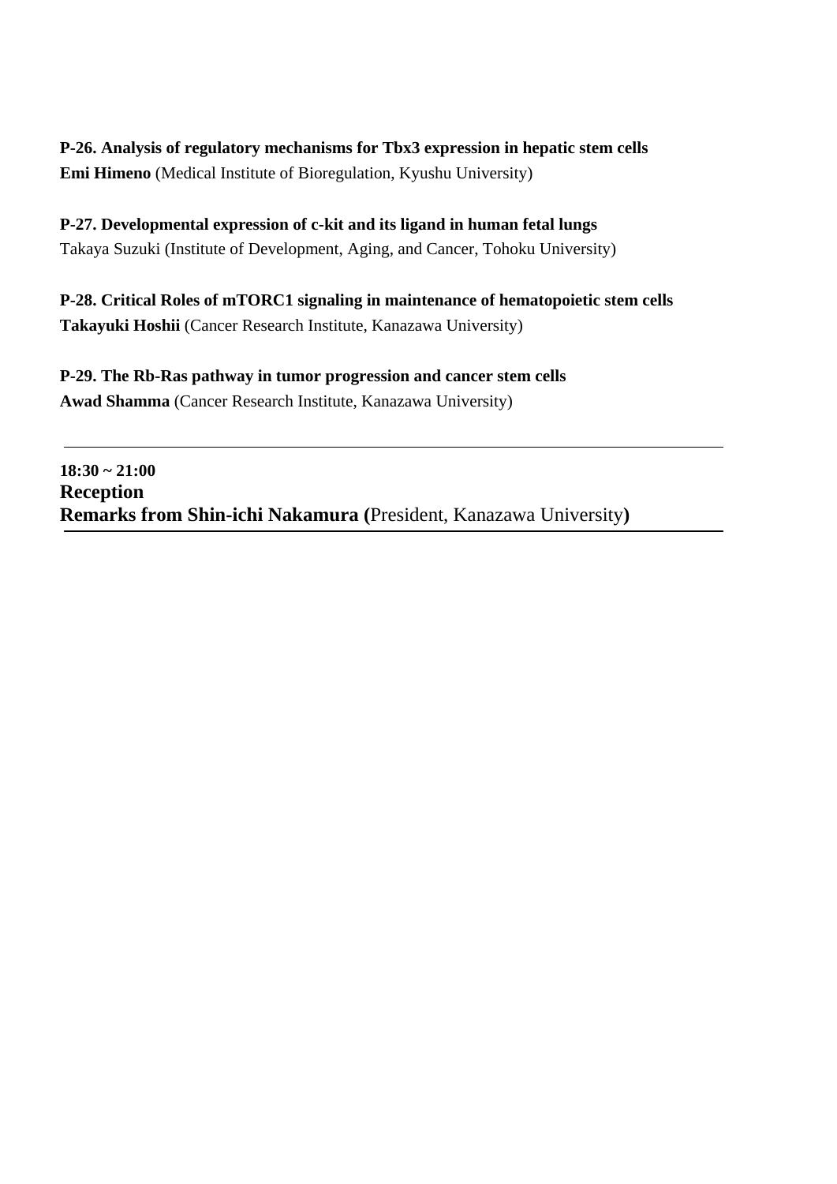**P-26. Analysis of regulatory mechanisms for Tbx3 expression in hepatic stem cells**
**Emi Himeno** (Medical Institute of Bioregulation, Kyushu University)

**P-27. Developmental expression of c-kit and its ligand in human fetal lungs**
Takaya Suzuki (Institute of Development, Aging, and Cancer, Tohoku University)

**P-28. Critical Roles of mTORC1 signaling in maintenance of hematopoietic stem cells**
**Takayuki Hoshii** (Cancer Research Institute, Kanazawa University)

**P-29. The Rb-Ras pathway in tumor progression and cancer stem cells**
**Awad Shamma** (Cancer Research Institute, Kanazawa University)

---

**18:30 ~ 21:00**
**Reception**
**Remarks from Shin-ichi Nakamura (**President, Kanazawa University**)**

---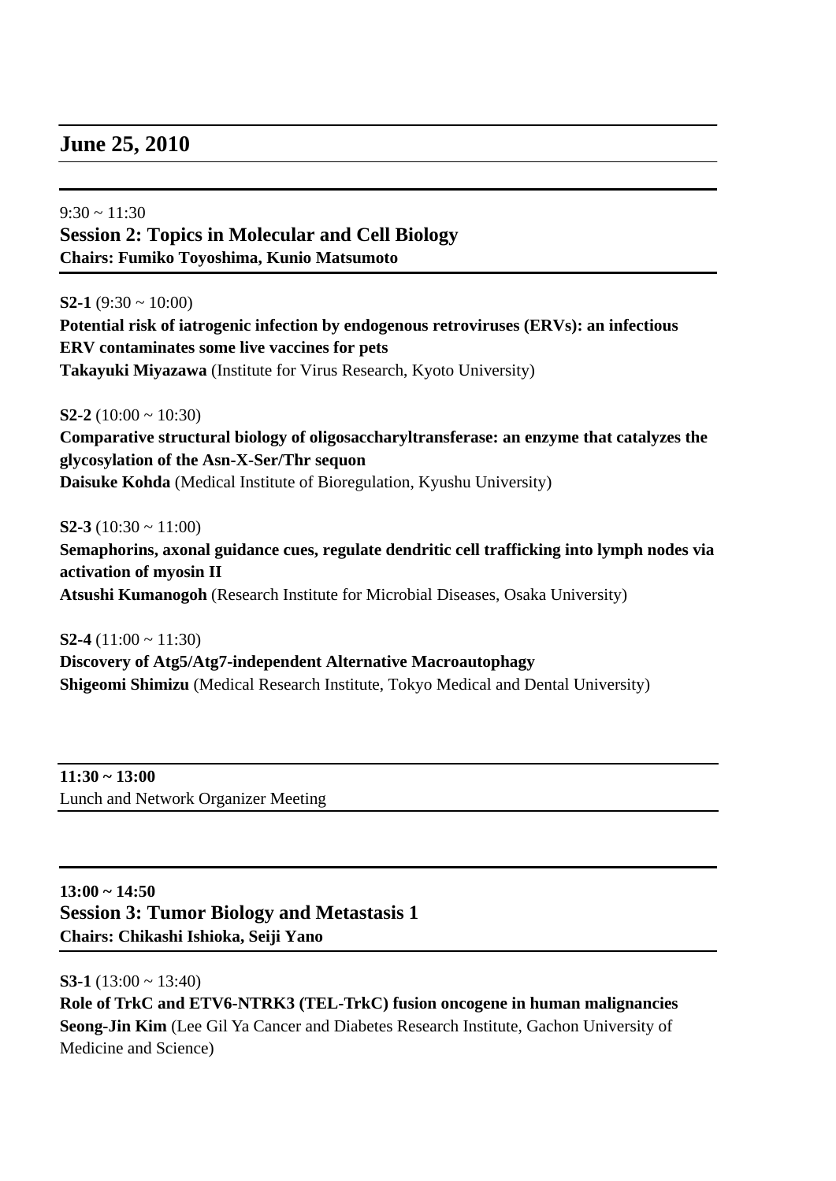## June 25, 2010

9:30 ~ 11:30

### Session 2: Topics in Molecular and Cell Biology

**Chairs: Fumiko Toyoshima, Kunio Matsumoto**

**S2-1** (9:30 ~ 10:00)
**Potential risk of iatrogenic infection by endogenous retroviruses (ERVs): an infectious ERV contaminates some live vaccines for pets**
**Takayuki Miyazawa** (Institute for Virus Research, Kyoto University)

**S2-2** (10:00 ~ 10:30)
**Comparative structural biology of oligosaccharyltransferase: an enzyme that catalyzes the glycosylation of the Asn-X-Ser/Thr sequon**
**Daisuke Kohda** (Medical Institute of Bioregulation, Kyushu University)

**S2-3** (10:30 ~ 11:00)
**Semaphorins, axonal guidance cues, regulate dendritic cell trafficking into lymph nodes via activation of myosin II**
**Atsushi Kumanogoh** (Research Institute for Microbial Diseases, Osaka University)

**S2-4** (11:00 ~ 11:30)
**Discovery of Atg5/Atg7-independent Alternative Macroautophagy**
**Shigeomi Shimizu** (Medical Research Institute, Tokyo Medical and Dental University)

**11:30 ~ 13:00**
Lunch and Network Organizer Meeting

**13:00 ~ 14:50**

### Session 3: Tumor Biology and Metastasis 1

**Chairs: Chikashi Ishioka, Seiji Yano**

**S3-1** (13:00 ~ 13:40)
**Role of TrkC and ETV6-NTRK3 (TEL-TrkC) fusion oncogene in human malignancies**
**Seong-Jin Kim** (Lee Gil Ya Cancer and Diabetes Research Institute, Gachon University of Medicine and Science)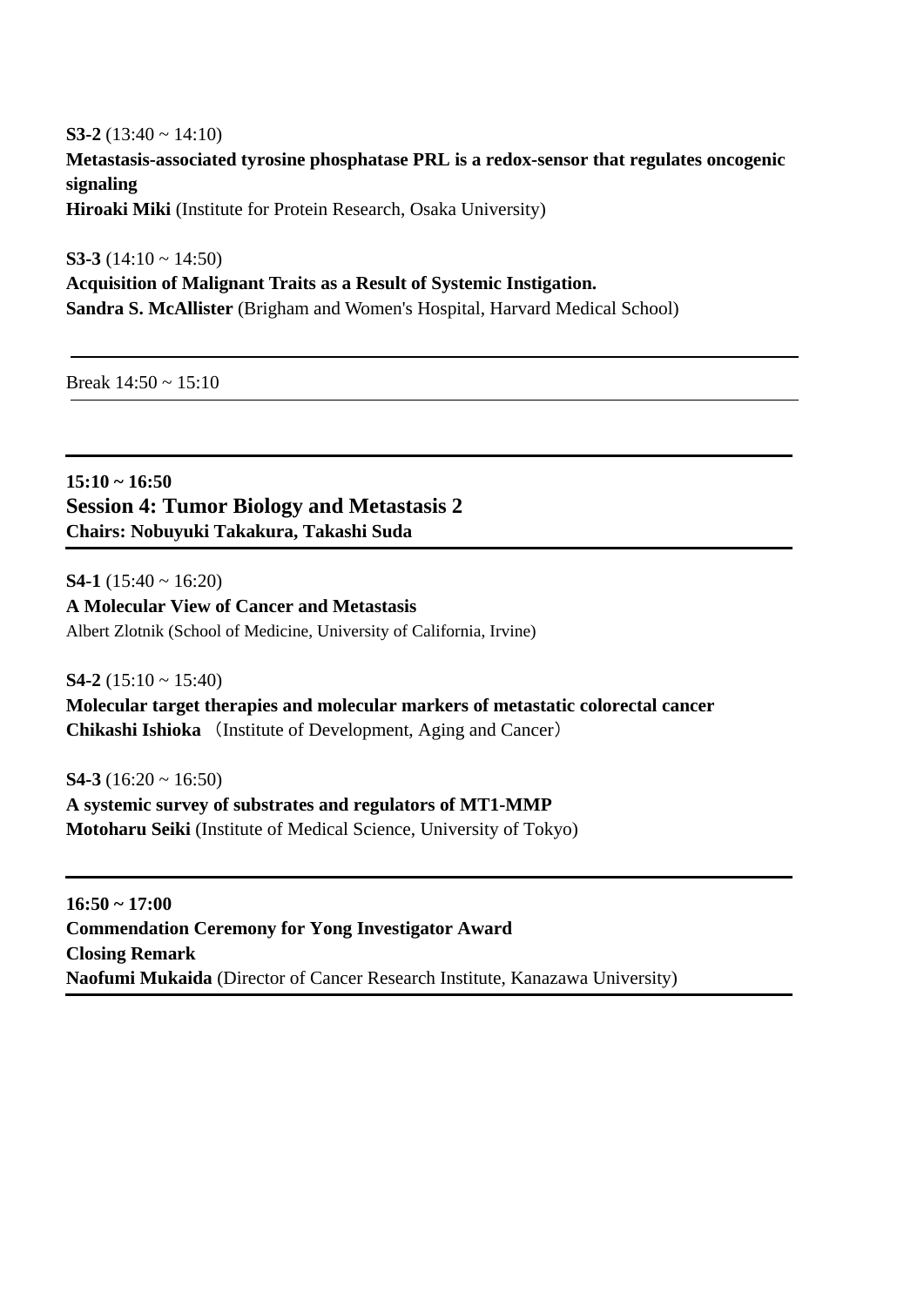**S3-2** (13:40 ~ 14:10)
**Metastasis-associated tyrosine phosphatase PRL is a redox-sensor that regulates oncogenic signaling**
**Hiroaki Miki** (Institute for Protein Research, Osaka University)

**S3-3** (14:10 ~ 14:50)
**Acquisition of Malignant Traits as a Result of Systemic Instigation.**
**Sandra S. McAllister** (Brigham and Women's Hospital, Harvard Medical School)

---

Break 14:50 ~ 15:10

---

**15:10 ~ 16:50**

## Session 4: Tumor Biology and Metastasis 2

**Chairs: Nobuyuki Takakura, Takashi Suda**

---

**S4-1** (15:40 ~ 16:20)
**A Molecular View of Cancer and Metastasis**
Albert Zlotnik (School of Medicine, University of California, Irvine)

**S4-2** (15:10 ~ 15:40)
**Molecular target therapies and molecular markers of metastatic colorectal cancer**
**Chikashi Ishioka** （Institute of Development, Aging and Cancer）

**S4-3** (16:20 ~ 16:50)
**A systemic survey of substrates and regulators of MT1-MMP**
**Motoharu Seiki** (Institute of Medical Science, University of Tokyo)

---

**16:50 ~ 17:00**
**Commendation Ceremony for Yong Investigator Award**
**Closing Remark**
**Naofumi Mukaida** (Director of Cancer Research Institute, Kanazawa University)